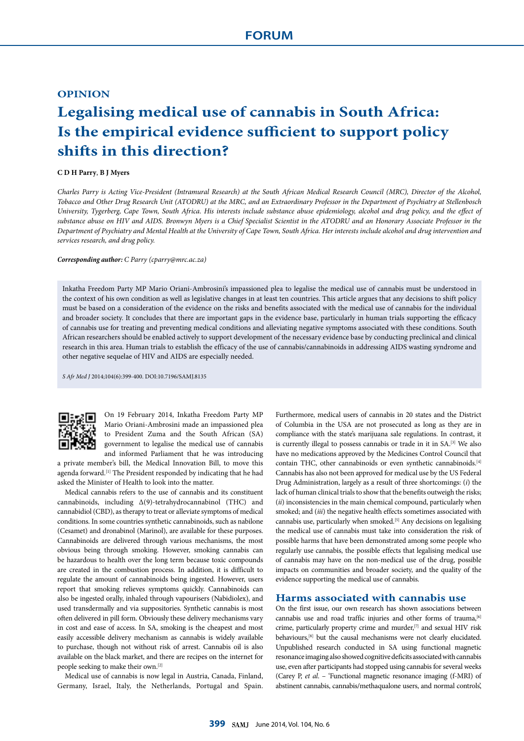FORUM

OPINION

# Legalising medical use of cannabis in South Africa: Is the empirical evidence sufficient to support policy shifts in this direction?

**C D H Parry**, **B J Myers**

*Charles Parry is Acting Vice-President (Intramural Research) at the South African Medical Research Council (MRC), Director of the Alcohol, Tobacco and Other Drug Research Unit (ATODRU) at the MRC, and an Extraordinary Professor in the Department of Psychiatry at Stellenbosch University, Tygerberg, Cape Town, South Africa. His interests include substance abuse epidemiology, alcohol and drug policy, and the effect of substance abuse on HIV and AIDS. Bronwyn Myers is a Chief Specialist Scientist in the ATODRU and an Honorary Associate Professor in the Department of Psychiatry and Mental Health at the University of Cape Town, South Africa. Her interests include alcohol and drug intervention and services research, and drug policy.*

***Corresponding author:*** *C Parry (cparry@mrc.ac.za)*

Inkatha Freedom Party MP Mario Oriani-Ambrosini's impassioned plea to legalise the medical use of cannabis must be understood in the context of his own condition as well as legislative changes in at least ten countries. This article argues that any decisions to shift policy must be based on a consideration of the evidence on the risks and benefits associated with the medical use of cannabis for the individual and broader society. It concludes that there are important gaps in the evidence base, particularly in human trials supporting the efficacy of cannabis use for treating and preventing medical conditions and alleviating negative symptoms associated with these conditions. South African researchers should be enabled actively to support development of the necessary evidence base by conducting preclinical and clinical research in this area. Human trials to establish the efficacy of the use of cannabis/cannabinoids in addressing AIDS wasting syndrome and other negative sequelae of HIV and AIDS are especially needed.

*S Afr Med J* 2014;104(6):399-400. DOI:10.7196/SAMJ.8135

On 19 February 2014, Inkatha Freedom Party MP Mario Oriani-Ambrosini made an impassioned plea to President Zuma and the South African (SA) government to legalise the medical use of cannabis and informed Parliament that he was introducing a private member's bill, the Medical Innovation Bill, to move this agenda forward.[1] The President responded by indicating that he had asked the Minister of Health to look into the matter.

Medical cannabis refers to the use of cannabis and its constituent cannabinoids, including Δ(9)-tetrahydrocannabinol (THC) and cannabidiol (CBD), as therapy to treat or alleviate symptoms of medical conditions. In some countries synthetic cannabinoids, such as nabilone (Cesamet) and dronabinol (Marinol), are available for these purposes. Cannabinoids are delivered through various mechanisms, the most obvious being through smoking. However, smoking cannabis can be hazardous to health over the long term because toxic compounds are created in the combustion process. In addition, it is difficult to regulate the amount of cannabinoids being ingested. However, users report that smoking relieves symptoms quickly. Cannabinoids can also be ingested orally, inhaled through vapourisers (Nabidiolex), and used transdermally and via suppositories. Synthetic cannabis is most often delivered in pill form. Obviously these delivery mechanisms vary in cost and ease of access. In SA, smoking is the cheapest and most easily accessible delivery mechanism as cannabis is widely available to purchase, though not without risk of arrest. Cannabis oil is also available on the black market, and there are recipes on the internet for people seeking to make their own.[2]

Medical use of cannabis is now legal in Austria, Canada, Finland, Germany, Israel, Italy, the Netherlands, Portugal and Spain. Furthermore, medical users of cannabis in 20 states and the District of Columbia in the USA are not prosecuted as long as they are in compliance with the state's marijuana sale regulations. In contrast, it is currently illegal to possess cannabis or trade in it in SA.[3] We also have no medications approved by the Medicines Control Council that contain THC, other cannabinoids or even synthetic cannabinoids.[4] Cannabis has also not been approved for medical use by the US Federal Drug Administration, largely as a result of three shortcomings: (*i*) the lack of human clinical trials to show that the benefits outweigh the risks; (*ii*) inconsistencies in the main chemical compound, particularly when smoked; and (*iii*) the negative health effects sometimes associated with cannabis use, particularly when smoked.[5] Any decisions on legalising the medical use of cannabis must take into consideration the risk of possible harms that have been demonstrated among some people who regularly use cannabis, the possible effects that legalising medical use of cannabis may have on the non-medical use of the drug, possible impacts on communities and broader society, and the quality of the evidence supporting the medical use of cannabis.

## Harms associated with cannabis use

On the first issue, our own research has shown associations between cannabis use and road traffic injuries and other forms of trauma,[6] crime, particularly property crime and murder,[7] and sexual HIV risk behaviours,[8] but the causal mechanisms were not clearly elucidated. Unpublished research conducted in SA using functional magnetic resonance imaging also showed cognitive deficits associated with cannabis use, even after participants had stopped using cannabis for several weeks (Carey P, *et al*. – 'Functional magnetic resonance imaging (f-MRI) of abstinent cannabis, cannabis/methaqualone users, and normal controls',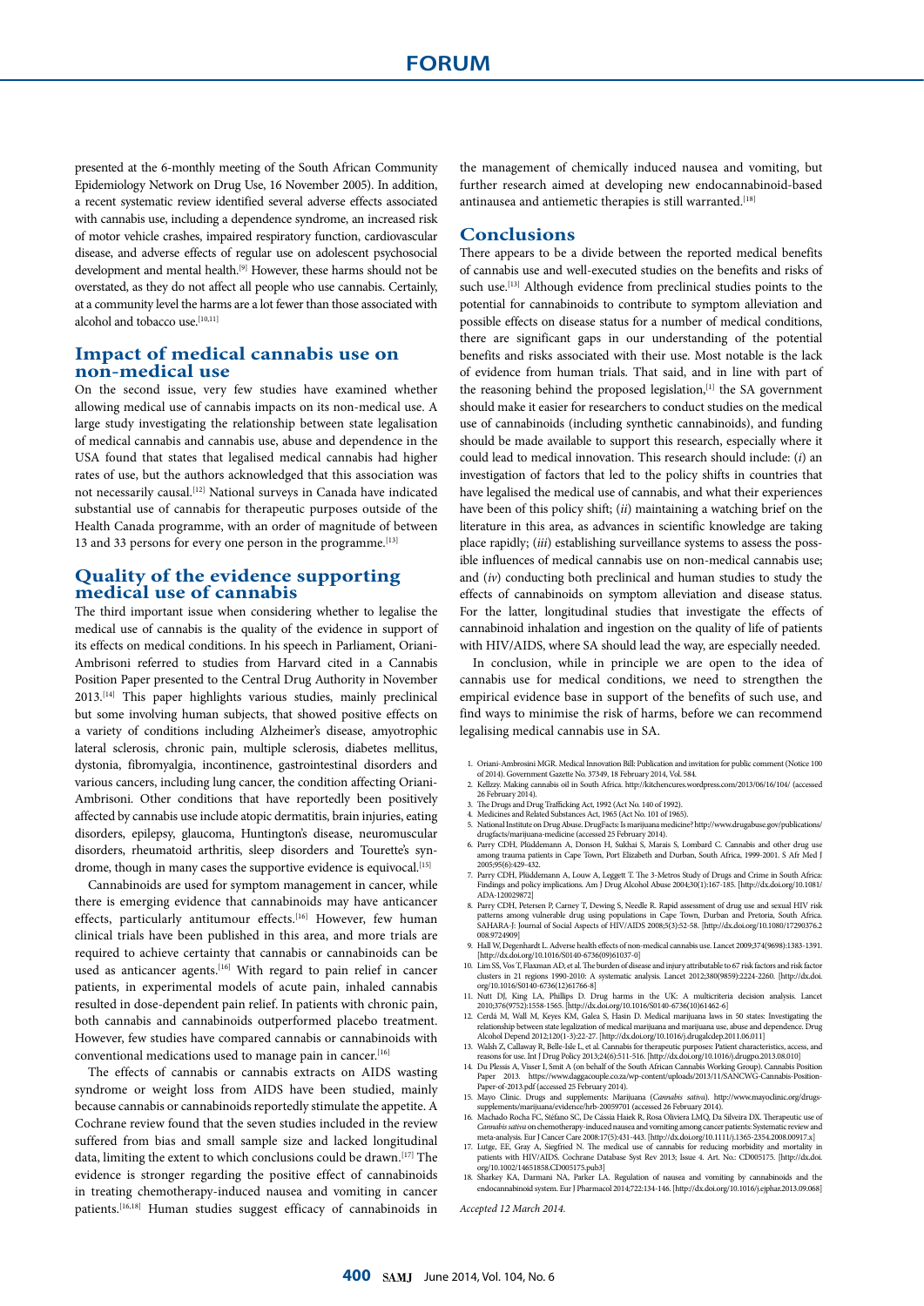presented at the 6-monthly meeting of the South African Community Epidemiology Network on Drug Use, 16 November 2005). In addition, a recent systematic review identified several adverse effects associated with cannabis use, including a dependence syndrome, an increased risk of motor vehicle crashes, impaired respiratory function, cardiovascular disease, and adverse effects of regular use on adolescent psychosocial development and mental health.[9] However, these harms should not be overstated, as they do not affect all people who use cannabis. Certainly, at a community level the harms are a lot fewer than those associated with alcohol and tobacco use.[10,11]

## Impact of medical cannabis use on non-medical use

On the second issue, very few studies have examined whether allowing medical use of cannabis impacts on its non-medical use. A large study investigating the relationship between state legalisation of medical cannabis and cannabis use, abuse and dependence in the USA found that states that legalised medical cannabis had higher rates of use, but the authors acknowledged that this association was not necessarily causal.[12] National surveys in Canada have indicated substantial use of cannabis for therapeutic purposes outside of the Health Canada programme, with an order of magnitude of between 13 and 33 persons for every one person in the programme.[13]

## Quality of the evidence supporting medical use of cannabis

The third important issue when considering whether to legalise the medical use of cannabis is the quality of the evidence in support of its effects on medical conditions. In his speech in Parliament, Oriani-Ambrisoni referred to studies from Harvard cited in a Cannabis Position Paper presented to the Central Drug Authority in November 2013.[14] This paper highlights various studies, mainly preclinical but some involving human subjects, that showed positive effects on a variety of conditions including Alzheimer's disease, amyotrophic lateral sclerosis, chronic pain, multiple sclerosis, diabetes mellitus, dystonia, fibromyalgia, incontinence, gastrointestinal disorders and various cancers, including lung cancer, the condition affecting Oriani-Ambrisoni. Other conditions that have reportedly been positively affected by cannabis use include atopic dermatitis, brain injuries, eating disorders, epilepsy, glaucoma, Huntington's disease, neuromuscular disorders, rheumatoid arthritis, sleep disorders and Tourette's syndrome, though in many cases the supportive evidence is equivocal.[15]

Cannabinoids are used for symptom management in cancer, while there is emerging evidence that cannabinoids may have anticancer effects, particularly antitumour effects.[16] However, few human clinical trials have been published in this area, and more trials are required to achieve certainty that cannabis or cannabinoids can be used as anticancer agents.[16] With regard to pain relief in cancer patients, in experimental models of acute pain, inhaled cannabis resulted in dose-dependent pain relief. In patients with chronic pain, both cannabis and cannabinoids outperformed placebo treatment. However, few studies have compared cannabis or cannabinoids with conventional medications used to manage pain in cancer.[16]

The effects of cannabis or cannabis extracts on AIDS wasting syndrome or weight loss from AIDS have been studied, mainly because cannabis or cannabinoids reportedly stimulate the appetite. A Cochrane review found that the seven studies included in the review suffered from bias and small sample size and lacked longitudinal data, limiting the extent to which conclusions could be drawn.[17] The evidence is stronger regarding the positive effect of cannabinoids in treating chemotherapy-induced nausea and vomiting in cancer patients.[16,18] Human studies suggest efficacy of cannabinoids in the management of chemically induced nausea and vomiting, but further research aimed at developing new endocannabinoid-based antinausea and antiemetic therapies is still warranted.[18]

## Conclusions

There appears to be a divide between the reported medical benefits of cannabis use and well-executed studies on the benefits and risks of such use.[13] Although evidence from preclinical studies points to the potential for cannabinoids to contribute to symptom alleviation and possible effects on disease status for a number of medical conditions, there are significant gaps in our understanding of the potential benefits and risks associated with their use. Most notable is the lack of evidence from human trials. That said, and in line with part of the reasoning behind the proposed legislation,[1] the SA government should make it easier for researchers to conduct studies on the medical use of cannabinoids (including synthetic cannabinoids), and funding should be made available to support this research, especially where it could lead to medical innovation. This research should include: (*i*) an investigation of factors that led to the policy shifts in countries that have legalised the medical use of cannabis, and what their experiences have been of this policy shift; (*ii*) maintaining a watching brief on the literature in this area, as advances in scientific knowledge are taking place rapidly; (*iii*) establishing surveillance systems to assess the possible influences of medical cannabis use on non-medical cannabis use; and (*iv*) conducting both preclinical and human studies to study the effects of cannabinoids on symptom alleviation and disease status. For the latter, longitudinal studies that investigate the effects of cannabinoid inhalation and ingestion on the quality of life of patients with HIV/AIDS, where SA should lead the way, are especially needed.

In conclusion, while in principle we are open to the idea of cannabis use for medical conditions, we need to strengthen the empirical evidence base in support of the benefits of such use, and find ways to minimise the risk of harms, before we can recommend legalising medical cannabis use in SA.

1. Oriani-Ambrosini MGR. Medical Innovation Bill: Publication and invitation for public comment (Notice 100 of 2014). Government Gazette No. 37349, 18 February 2014, Vol. 584.
2. Kellzzy. Making cannabis oil in South Africa. http://kitchencures.wordpress.com/2013/06/16/104/ (accessed 26 February 2014).
3. The Drugs and Drug Trafficking Act, 1992 (Act No. 140 of 1992).
4. Medicines and Related Substances Act, 1965 (Act No. 101 of 1965).
5. National Institute on Drug Abuse. DrugFacts: Is marijuana medicine? http://www.drugabuse.gov/publications/drugfacts/marijuana-medicine (accessed 25 February 2014).
6. Parry CDH, Plüddemann A, Donson H, Sukhai S, Marais S, Lombard C. Cannabis and other drug use among trauma patients in Cape Town, Port Elizabeth and Durban, South Africa, 1999-2001. S Afr Med J 2005;95(6):429-432.
7. Parry CDH, Plüddemann A, Louw A, Leggett T. The 3-Metros Study of Drugs and Crime in South Africa: Findings and policy implications. Am J Drug Alcohol Abuse 2004;30(1):167-185. [http://dx.doi.org/10.1081/ADA-120029872]
8. Parry CDH, Petersen P, Carney T, Dewing S, Needle R. Rapid assessment of drug use and sexual HIV risk patterns among vulnerable drug using populations in Cape Town, Durban and Pretoria, South Africa. SAHARA-J: Journal of Social Aspects of HIV/AIDS 2008;5(3):52-58. [http://dx.doi.org/10.1080/17290376.2008.9724909]
9. Hall W, Degenhardt L. Adverse health effects of non-medical cannabis use. Lancet 2009;374(9698):1383-1391. [http://dx.doi.org/10.1016/S0140-6736(09)61037-0]
10. Lim SS, Vos T, Flaxman AD, et al. The burden of disease and injury attributable to 67 risk factors and risk factor clusters in 21 regions 1990-2010: A systematic analysis. Lancet 2012;380(9859):2224-2260. [http://dx.doi.org/10.1016/S0140-6736(12)61766-8]
11. Nutt DJ, King LA, Phillips D. Drug harms in the UK: A multicriteria decision analysis. Lancet 2010;376(9752):1558-1565. [http://dx.doi.org/10.1016/S0140-6736(10)61462-6]
12. Cerdá M, Wall M, Keyes KM, Galea S, Hasin D. Medical marijuana laws in 50 states: Investigating the relationship between state legalization of medical marijuana and marijuana use, abuse and dependence. Drug Alcohol Depend 2012;120(1-3):22-27. [http://dx.doi.org/10.1016/j.drugalcdep.2011.06.011]
13. Walsh Z, Callaway R, Belle-Isle L, et al. Cannabis for therapeutic purposes: Patient characteristics, access, and reasons for use. Int J Drug Policy 2013;24(6):511-516. [http://dx.doi.org/10.1016/j.drugpo.2013.08.010]
14. Du Plessis A, Visser I, Smit A (on behalf of the South African Cannabis Working Group). Cannabis Position Paper 2013. https://www.daggacouple.co.za/wp-content/uploads/2013/11/SANCWG-Cannabis-Position-Paper-of-2013.pdf (accessed 25 February 2014).
15. Mayo Clinic. Drugs and supplements: Marijuana (*Cannabis sativa*). http://www.mayoclinic.org/drugs-supplements/marijuana/evidence/hrb-20059701 (accessed 26 February 2014).
16. Machado Rocha FC, Stéfano SC, De Cássia Haiek R, Rosa Oliviera LMQ, Da Silveira DX. Therapeutic use of *Cannabis sativa* on chemotherapy-induced nausea and vomiting among cancer patients: Systematic review and meta-analysis. Eur J Cancer Care 2008:17(5):431-443. [http://dx.doi.org/10.1111/j.1365-2354.2008.00917.x]
17. Lutge, EE, Gray A, Siegfried N. The medical use of cannabis for reducing morbidity and mortality in patients with HIV/AIDS. Cochrane Database Syst Rev 2013; Issue 4. Art. No.: CD005175. [http://dx.doi.org/10.1002/14651858.CD005175.pub3]
18. Sharkey KA, Darmani NA, Parker LA. Regulation of nausea and vomiting by cannabinoids and the endocannabinoid system. Eur J Pharmacol 2014;722:134-146. [http://dx.doi.org/10.1016/j.ejphar.2013.09.068]

*Accepted 12 March 2014.*